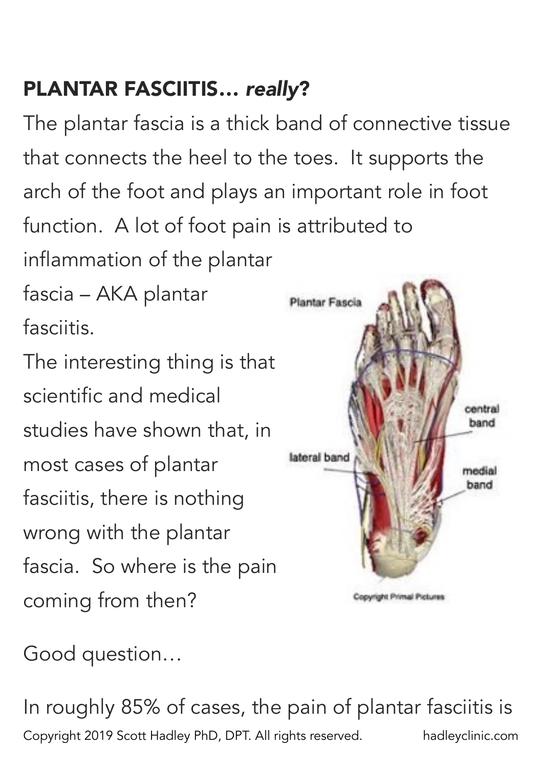**PLANTAR FASCIITIS…** ***really*****?**

The plantar fascia is a thick band of connective tissue that connects the heel to the toes. It supports the arch of the foot and plays an important role in foot function. A lot of foot pain is attributed to inflammation of the plantar fascia – AKA plantar fasciitis.

The interesting thing is that scientific and medical studies have shown that, in most cases of plantar fasciitis, there is nothing wrong with the plantar fascia. So where is the pain coming from then?

Good question…

In roughly 85% of cases, the pain of plantar fasciitis is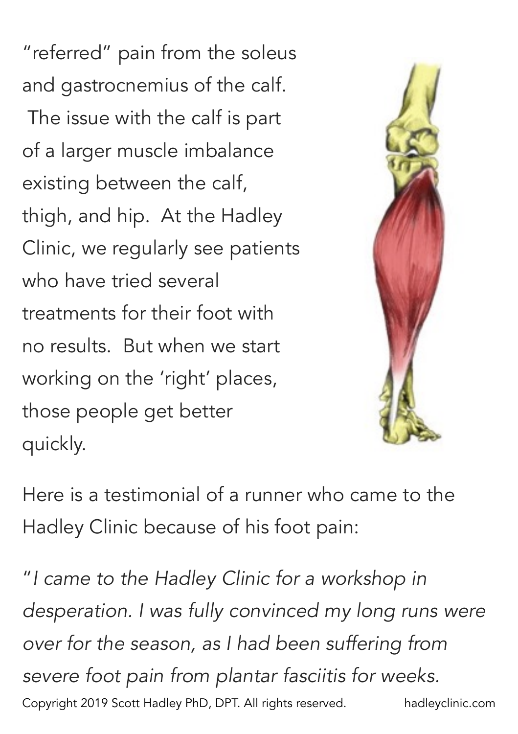"referred" pain from the soleus and gastrocnemius of the calf. The issue with the calf is part of a larger muscle imbalance existing between the calf, thigh, and hip. At the Hadley Clinic, we regularly see patients who have tried several treatments for their foot with no results. But when we start working on the 'right' places, those people get better quickly.

Here is a testimonial of a runner who came to the Hadley Clinic because of his foot pain:

*"I came to the Hadley Clinic for a workshop in desperation. I was fully convinced my long runs were over for the season, as I had been suffering from severe foot pain from plantar fasciitis for weeks.*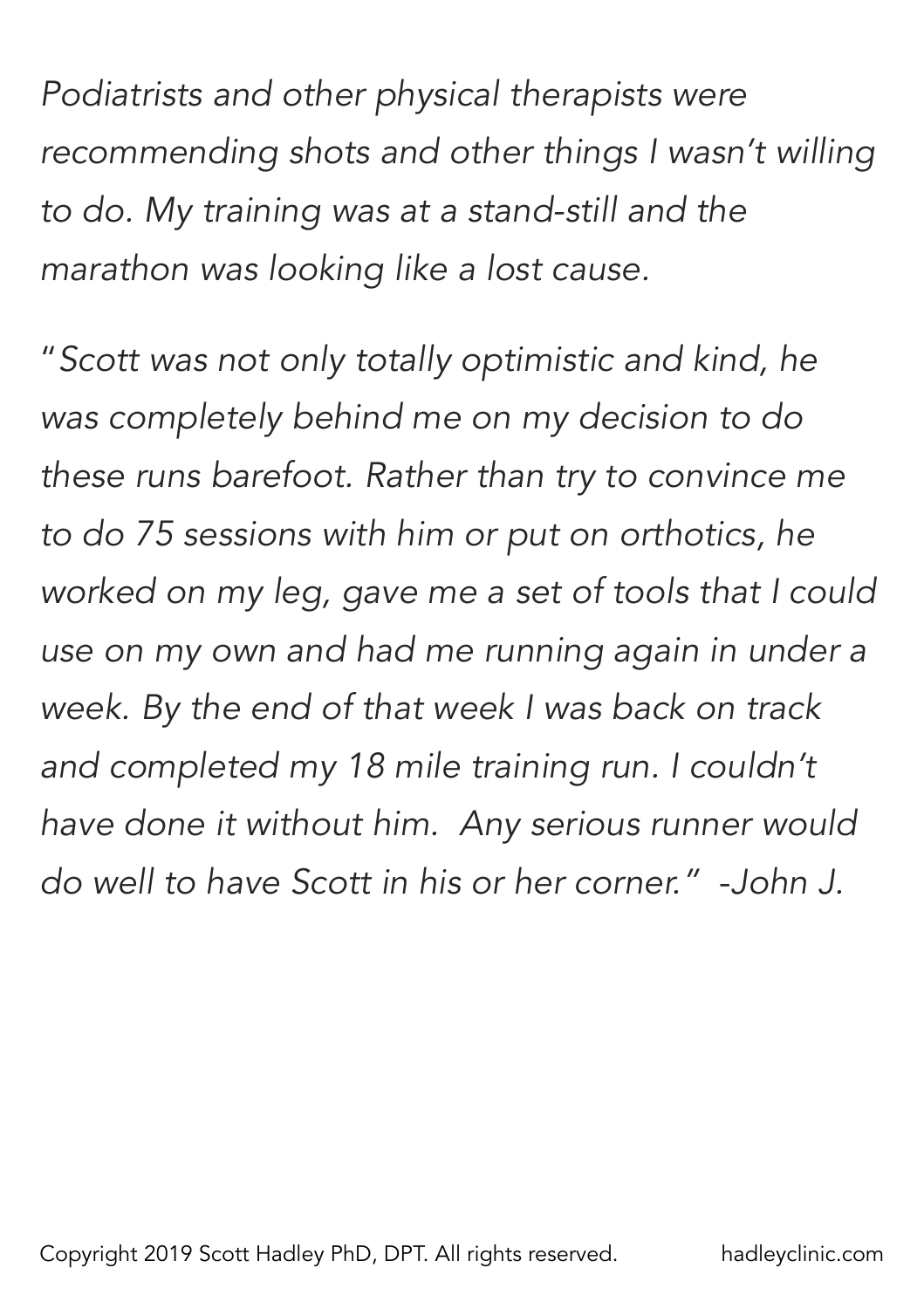*Podiatrists and other physical therapists were recommending shots and other things I wasn't willing to do. My training was at a stand-still and the marathon was looking like a lost cause.*

*"Scott was not only totally optimistic and kind, he was completely behind me on my decision to do these runs barefoot. Rather than try to convince me to do 75 sessions with him or put on orthotics, he worked on my leg, gave me a set of tools that I could use on my own and had me running again in under a week. By the end of that week I was back on track and completed my 18 mile training run. I couldn't have done it without him. Any serious runner would do well to have Scott in his or her corner." -John J.*

Copyright 2019 Scott Hadley PhD, DPT. All rights reserved. hadleyclinic.com